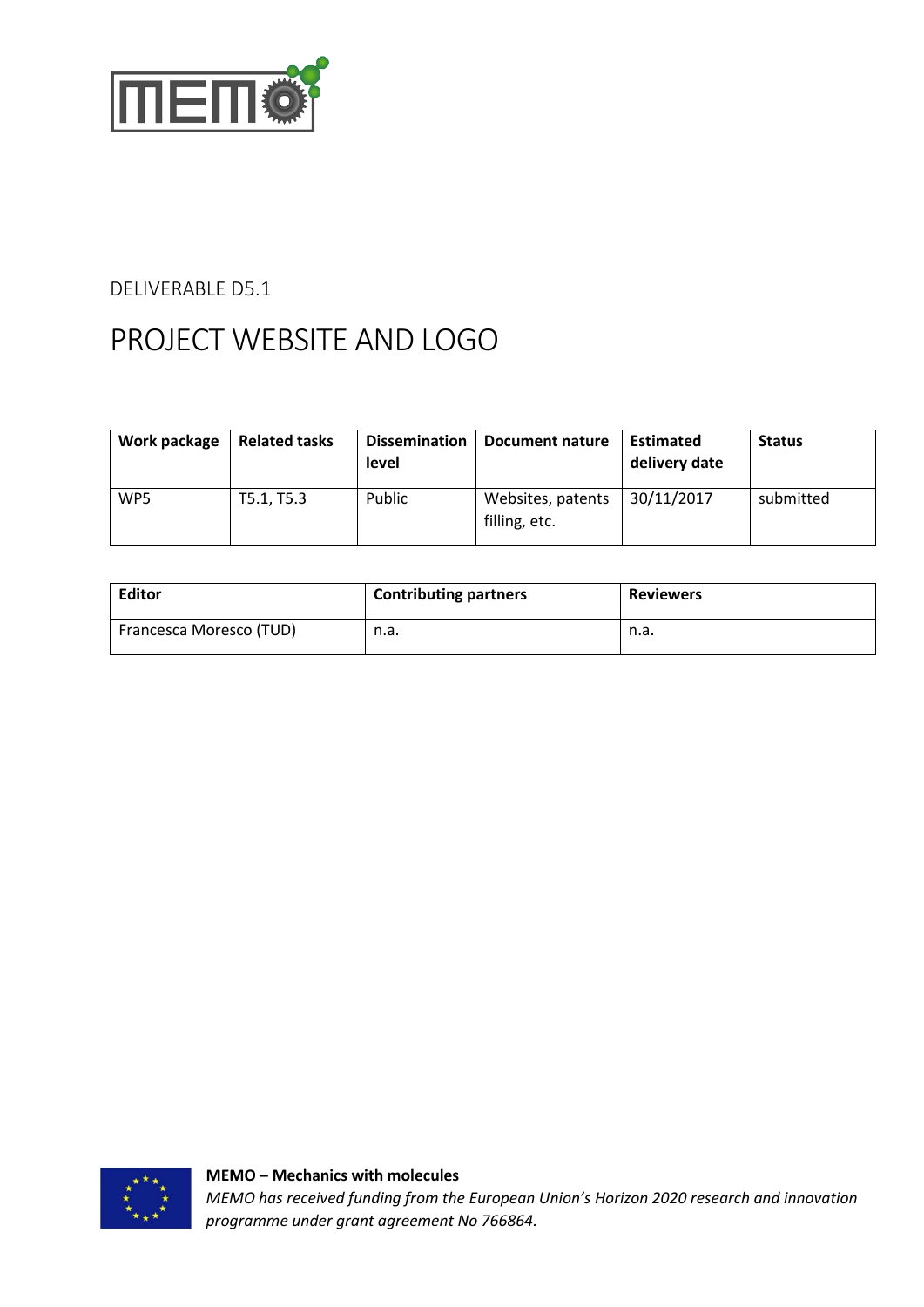DELIVERABLE D5.1

# PROJECT WEBSITE AND LOGO

| Work package | Related tasks | Dissemination level | Document nature | Estimated delivery date | Status |
|---|---|---|---|---|---|
| WP5 | T5.1, T5.3 | Public | Websites, patents filling, etc. | 30/11/2017 | submitted |

| Editor | Contributing partners | Reviewers |
|---|---|---|
| Francesca Moresco (TUD) | n.a. | n.a. |

**MEMO – Mechanics with molecules**

*MEMO has received funding from the European Union's Horizon 2020 research and innovation programme under grant agreement No 766864.*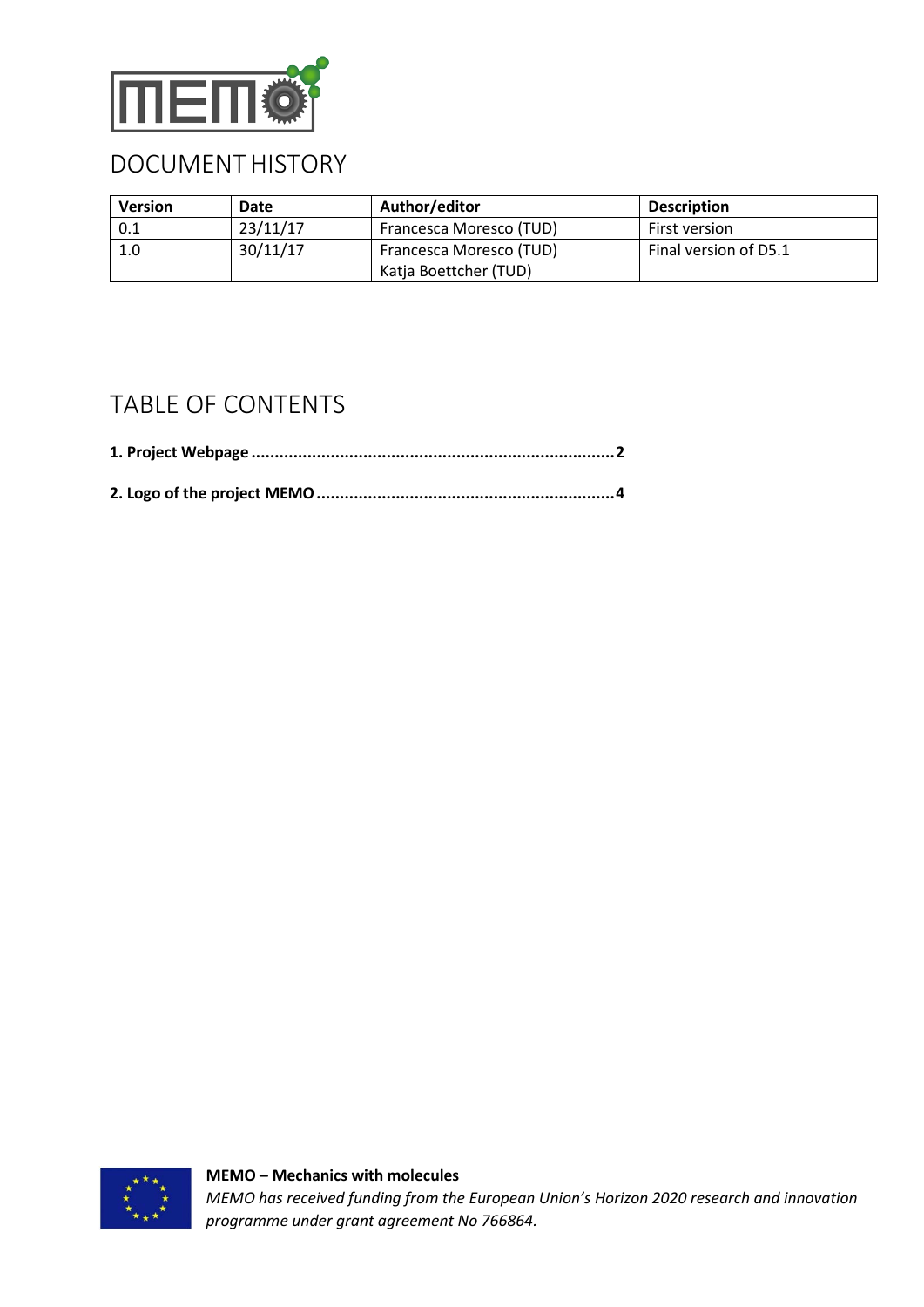# DOCUMENT HISTORY

| Version | Date | Author/editor | Description |
|---|---|---|---|
| 0.1 | 23/11/17 | Francesca Moresco (TUD) | First version |
| 1.0 | 30/11/17 | Francesca Moresco (TUD)<br>Katja Boettcher (TUD) | Final version of D5.1 |

# TABLE OF CONTENTS

**1. Project Webpage .............................................................................2**

**2. Logo of the project MEMO ...............................................................4**

**MEMO – Mechanics with molecules**

*MEMO has received funding from the European Union's Horizon 2020 research and innovation programme under grant agreement No 766864.*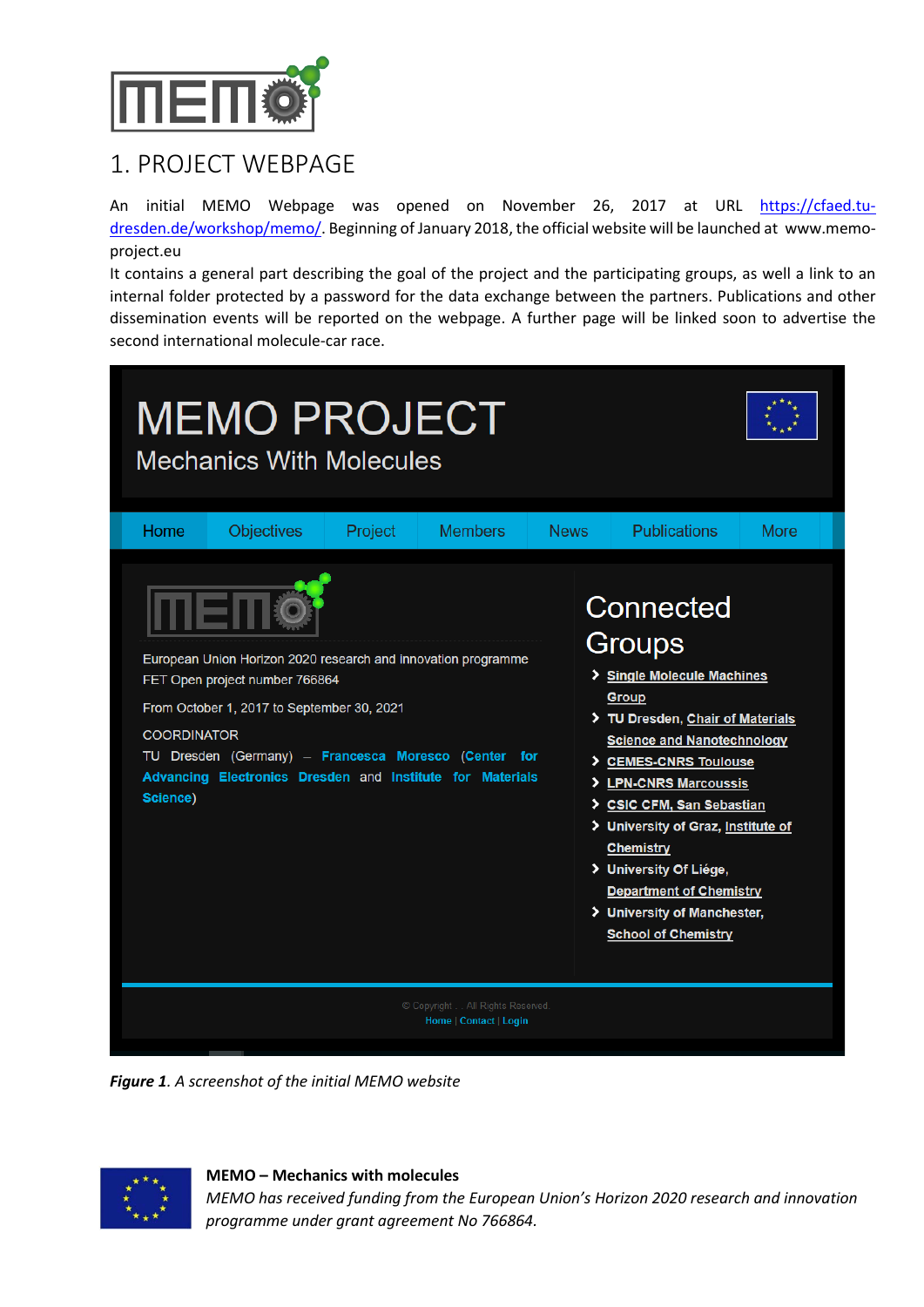# 1. PROJECT WEBPAGE

An initial MEMO Webpage was opened on November 26, 2017 at URL https://cfaed.tu-dresden.de/workshop/memo/. Beginning of January 2018, the official website will be launched at www.memo-project.eu

It contains a general part describing the goal of the project and the participating groups, as well a link to an internal folder protected by a password for the data exchange between the partners. Publications and other dissemination events will be reported on the webpage. A further page will be linked soon to advertise the second international molecule-car race.

***Figure 1****. A screenshot of the initial MEMO website*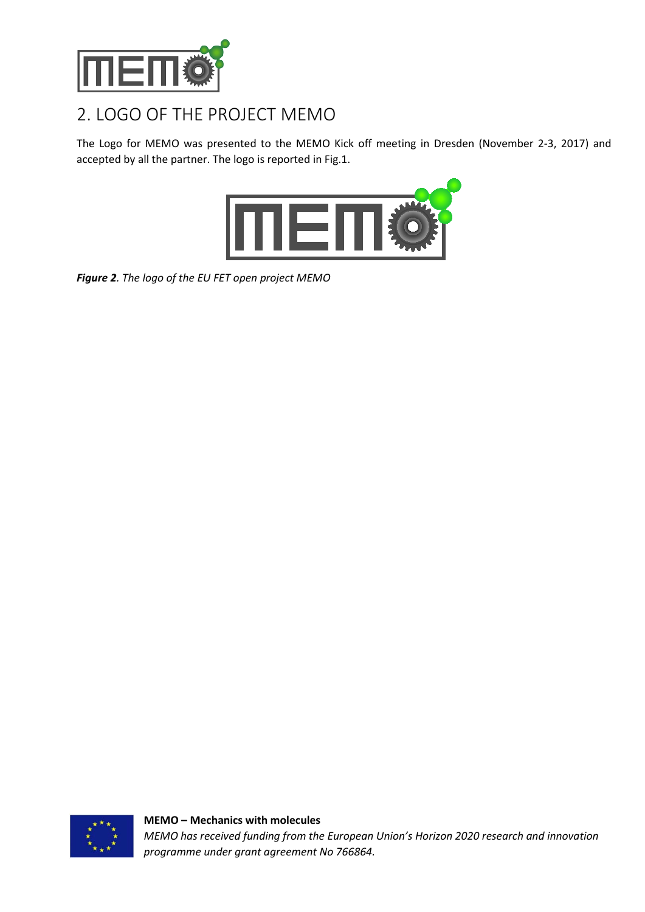## 2. LOGO OF THE PROJECT MEMO

The Logo for MEMO was presented to the MEMO Kick off meeting in Dresden (November 2-3, 2017) and accepted by all the partner. The logo is reported in Fig.1.

***Figure 2***. *The logo of the EU FET open project MEMO*

**MEMO – Mechanics with molecules**

*MEMO has received funding from the European Union's Horizon 2020 research and innovation programme under grant agreement No 766864.*